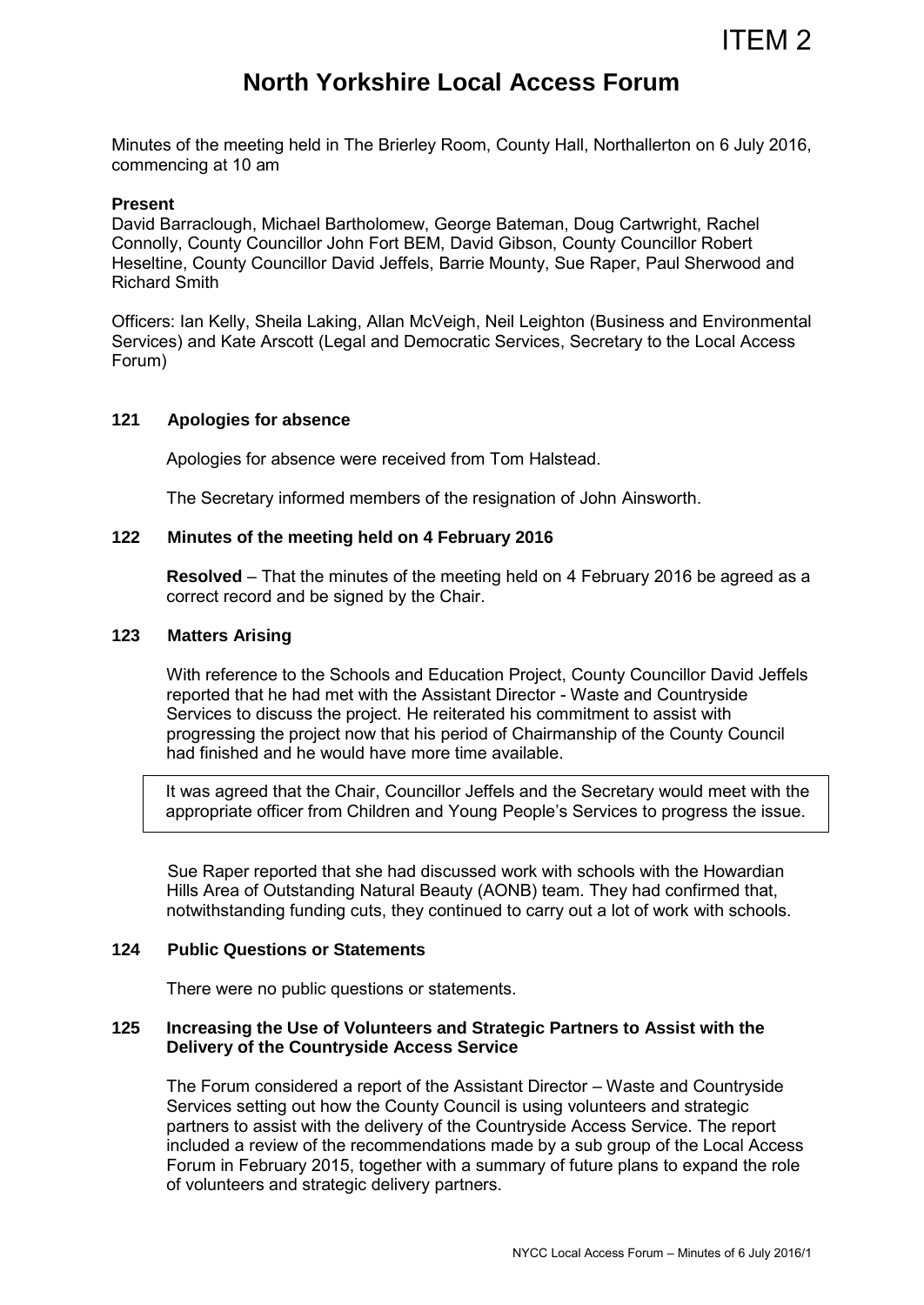ITEM 2

# North Yorkshire Local Access Forum

Minutes of the meeting held in The Brierley Room, County Hall, Northallerton on 6 July 2016, commencing at 10 am

**Present**

David Barraclough, Michael Bartholomew, George Bateman, Doug Cartwright, Rachel Connolly, County Councillor John Fort BEM, David Gibson, County Councillor Robert Heseltine, County Councillor David Jeffels, Barrie Mounty, Sue Raper, Paul Sherwood and Richard Smith

Officers: Ian Kelly, Sheila Laking, Allan McVeigh, Neil Leighton (Business and Environmental Services) and Kate Arscott (Legal and Democratic Services, Secretary to the Local Access Forum)

### 121 Apologies for absence

Apologies for absence were received from Tom Halstead.

The Secretary informed members of the resignation of John Ainsworth.

### 122 Minutes of the meeting held on 4 February 2016

**Resolved** – That the minutes of the meeting held on 4 February 2016 be agreed as a correct record and be signed by the Chair.

### 123 Matters Arising

With reference to the Schools and Education Project, County Councillor David Jeffels reported that he had met with the Assistant Director - Waste and Countryside Services to discuss the project. He reiterated his commitment to assist with progressing the project now that his period of Chairmanship of the County Council had finished and he would have more time available.

It was agreed that the Chair, Councillor Jeffels and the Secretary would meet with the appropriate officer from Children and Young People's Services to progress the issue.

Sue Raper reported that she had discussed work with schools with the Howardian Hills Area of Outstanding Natural Beauty (AONB) team. They had confirmed that, notwithstanding funding cuts, they continued to carry out a lot of work with schools.

### 124 Public Questions or Statements

There were no public questions or statements.

### 125 Increasing the Use of Volunteers and Strategic Partners to Assist with the Delivery of the Countryside Access Service

The Forum considered a report of the Assistant Director – Waste and Countryside Services setting out how the County Council is using volunteers and strategic partners to assist with the delivery of the Countryside Access Service. The report included a review of the recommendations made by a sub group of the Local Access Forum in February 2015, together with a summary of future plans to expand the role of volunteers and strategic delivery partners.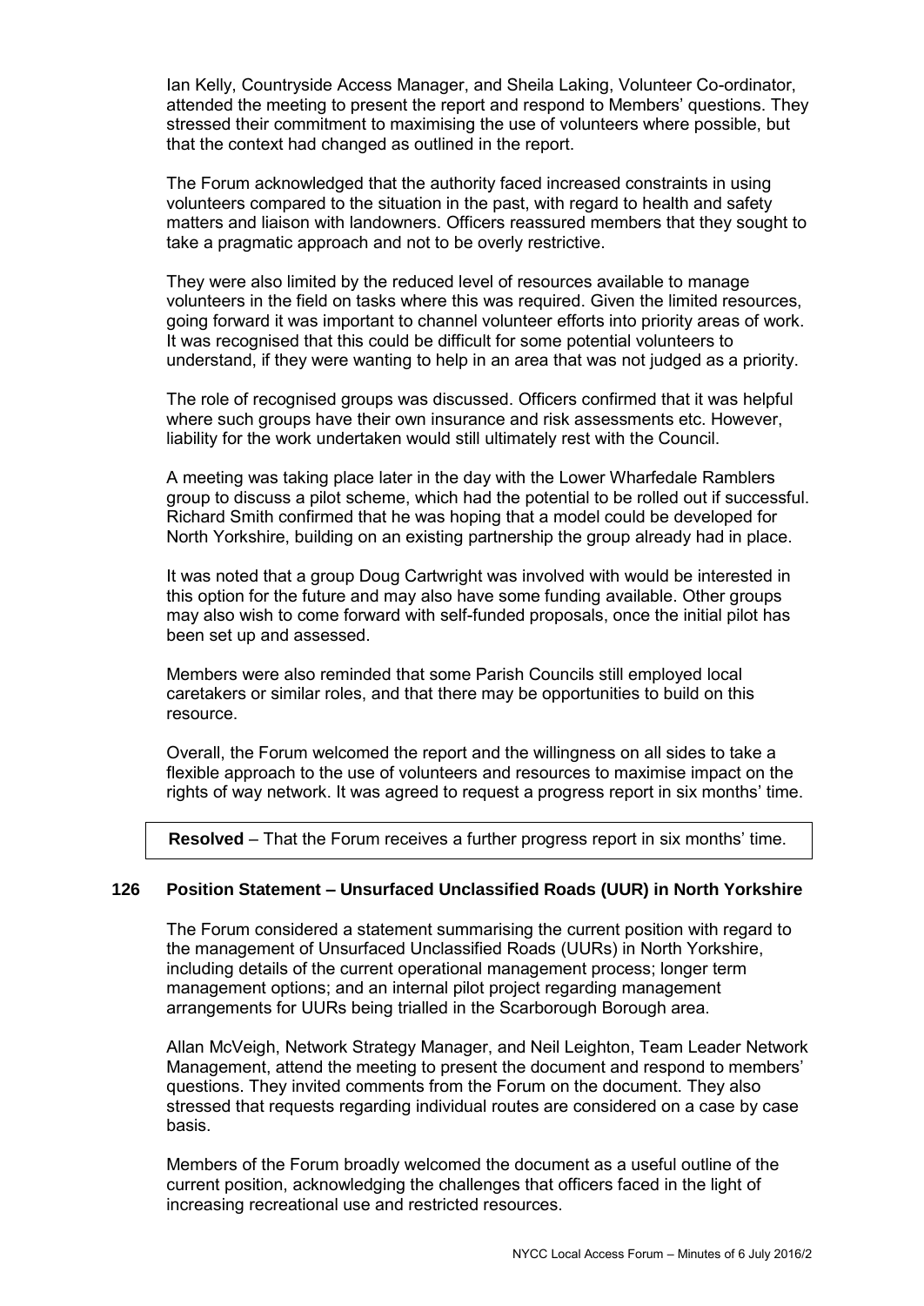Ian Kelly, Countryside Access Manager, and Sheila Laking, Volunteer Co-ordinator, attended the meeting to present the report and respond to Members' questions. They stressed their commitment to maximising the use of volunteers where possible, but that the context had changed as outlined in the report.

The Forum acknowledged that the authority faced increased constraints in using volunteers compared to the situation in the past, with regard to health and safety matters and liaison with landowners. Officers reassured members that they sought to take a pragmatic approach and not to be overly restrictive.

They were also limited by the reduced level of resources available to manage volunteers in the field on tasks where this was required. Given the limited resources, going forward it was important to channel volunteer efforts into priority areas of work. It was recognised that this could be difficult for some potential volunteers to understand, if they were wanting to help in an area that was not judged as a priority.

The role of recognised groups was discussed. Officers confirmed that it was helpful where such groups have their own insurance and risk assessments etc. However, liability for the work undertaken would still ultimately rest with the Council.

A meeting was taking place later in the day with the Lower Wharfedale Ramblers group to discuss a pilot scheme, which had the potential to be rolled out if successful. Richard Smith confirmed that he was hoping that a model could be developed for North Yorkshire, building on an existing partnership the group already had in place.

It was noted that a group Doug Cartwright was involved with would be interested in this option for the future and may also have some funding available. Other groups may also wish to come forward with self-funded proposals, once the initial pilot has been set up and assessed.

Members were also reminded that some Parish Councils still employed local caretakers or similar roles, and that there may be opportunities to build on this resource.

Overall, the Forum welcomed the report and the willingness on all sides to take a flexible approach to the use of volunteers and resources to maximise impact on the rights of way network. It was agreed to request a progress report in six months' time.

**Resolved** – That the Forum receives a further progress report in six months' time.

## 126 Position Statement – Unsurfaced Unclassified Roads (UUR) in North Yorkshire

The Forum considered a statement summarising the current position with regard to the management of Unsurfaced Unclassified Roads (UURs) in North Yorkshire, including details of the current operational management process; longer term management options; and an internal pilot project regarding management arrangements for UURs being trialled in the Scarborough Borough area.

Allan McVeigh, Network Strategy Manager, and Neil Leighton, Team Leader Network Management, attend the meeting to present the document and respond to members' questions. They invited comments from the Forum on the document. They also stressed that requests regarding individual routes are considered on a case by case basis.

Members of the Forum broadly welcomed the document as a useful outline of the current position, acknowledging the challenges that officers faced in the light of increasing recreational use and restricted resources.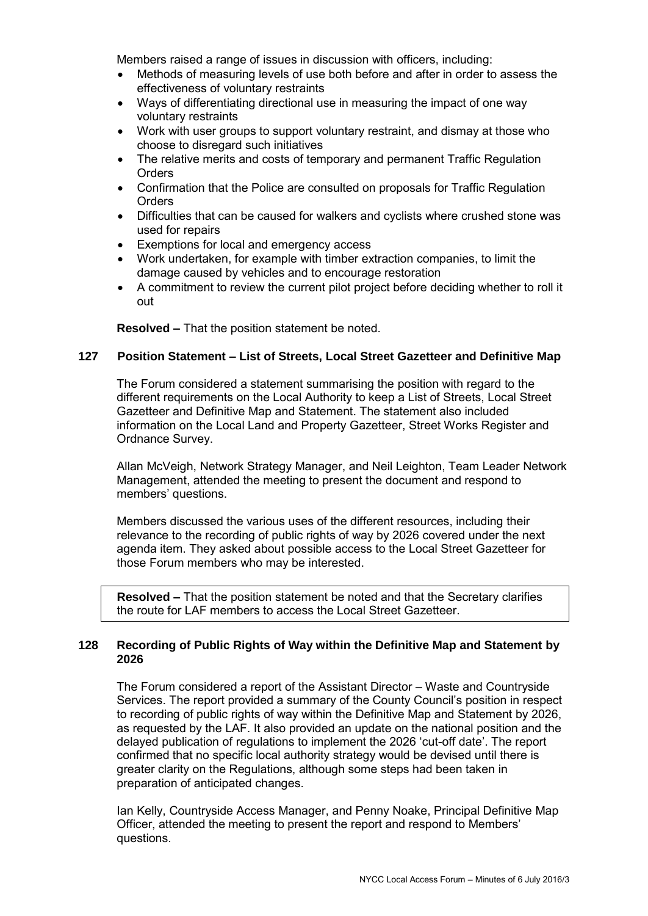Members raised a range of issues in discussion with officers, including:

- Methods of measuring levels of use both before and after in order to assess the effectiveness of voluntary restraints
- Ways of differentiating directional use in measuring the impact of one way voluntary restraints
- Work with user groups to support voluntary restraint, and dismay at those who choose to disregard such initiatives
- The relative merits and costs of temporary and permanent Traffic Regulation Orders
- Confirmation that the Police are consulted on proposals for Traffic Regulation Orders
- Difficulties that can be caused for walkers and cyclists where crushed stone was used for repairs
- Exemptions for local and emergency access
- Work undertaken, for example with timber extraction companies, to limit the damage caused by vehicles and to encourage restoration
- A commitment to review the current pilot project before deciding whether to roll it out

**Resolved –** That the position statement be noted.

### 127 Position Statement – List of Streets, Local Street Gazetteer and Definitive Map

The Forum considered a statement summarising the position with regard to the different requirements on the Local Authority to keep a List of Streets, Local Street Gazetteer and Definitive Map and Statement. The statement also included information on the Local Land and Property Gazetteer, Street Works Register and Ordnance Survey.

Allan McVeigh, Network Strategy Manager, and Neil Leighton, Team Leader Network Management, attended the meeting to present the document and respond to members' questions.

Members discussed the various uses of the different resources, including their relevance to the recording of public rights of way by 2026 covered under the next agenda item. They asked about possible access to the Local Street Gazetteer for those Forum members who may be interested.

**Resolved –** That the position statement be noted and that the Secretary clarifies the route for LAF members to access the Local Street Gazetteer.

### 128 Recording of Public Rights of Way within the Definitive Map and Statement by 2026

The Forum considered a report of the Assistant Director – Waste and Countryside Services. The report provided a summary of the County Council's position in respect to recording of public rights of way within the Definitive Map and Statement by 2026, as requested by the LAF. It also provided an update on the national position and the delayed publication of regulations to implement the 2026 'cut-off date'. The report confirmed that no specific local authority strategy would be devised until there is greater clarity on the Regulations, although some steps had been taken in preparation of anticipated changes.

Ian Kelly, Countryside Access Manager, and Penny Noake, Principal Definitive Map Officer, attended the meeting to present the report and respond to Members' questions.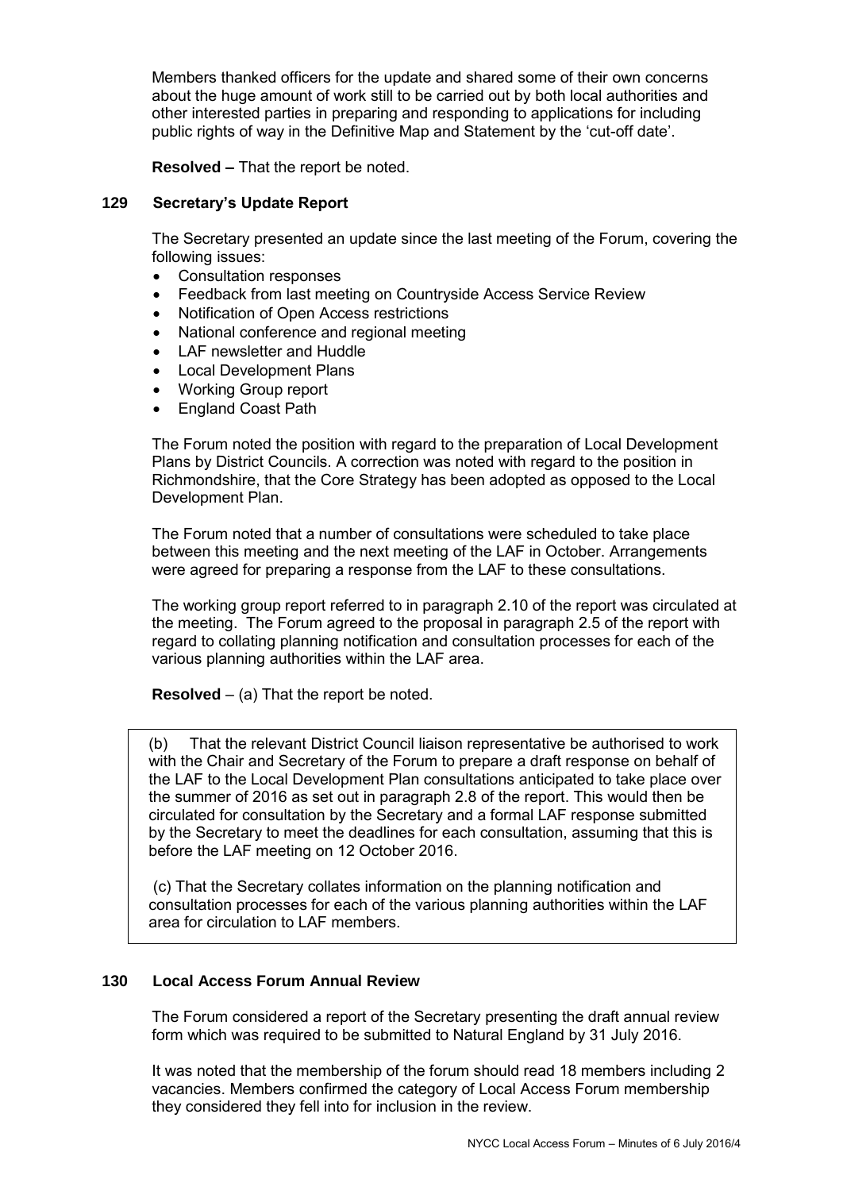Members thanked officers for the update and shared some of their own concerns about the huge amount of work still to be carried out by both local authorities and other interested parties in preparing and responding to applications for including public rights of way in the Definitive Map and Statement by the 'cut-off date'.

**Resolved –** That the report be noted.

### 129 Secretary's Update Report

The Secretary presented an update since the last meeting of the Forum, covering the following issues:

- Consultation responses
- Feedback from last meeting on Countryside Access Service Review
- Notification of Open Access restrictions
- National conference and regional meeting
- LAF newsletter and Huddle
- Local Development Plans
- Working Group report
- England Coast Path

The Forum noted the position with regard to the preparation of Local Development Plans by District Councils. A correction was noted with regard to the position in Richmondshire, that the Core Strategy has been adopted as opposed to the Local Development Plan.

The Forum noted that a number of consultations were scheduled to take place between this meeting and the next meeting of the LAF in October. Arrangements were agreed for preparing a response from the LAF to these consultations.

The working group report referred to in paragraph 2.10 of the report was circulated at the meeting. The Forum agreed to the proposal in paragraph 2.5 of the report with regard to collating planning notification and consultation processes for each of the various planning authorities within the LAF area.

**Resolved** – (a) That the report be noted.

(b) That the relevant District Council liaison representative be authorised to work with the Chair and Secretary of the Forum to prepare a draft response on behalf of the LAF to the Local Development Plan consultations anticipated to take place over the summer of 2016 as set out in paragraph 2.8 of the report. This would then be circulated for consultation by the Secretary and a formal LAF response submitted by the Secretary to meet the deadlines for each consultation, assuming that this is before the LAF meeting on 12 October 2016.

(c) That the Secretary collates information on the planning notification and consultation processes for each of the various planning authorities within the LAF area for circulation to LAF members.

### 130 Local Access Forum Annual Review

The Forum considered a report of the Secretary presenting the draft annual review form which was required to be submitted to Natural England by 31 July 2016.

It was noted that the membership of the forum should read 18 members including 2 vacancies. Members confirmed the category of Local Access Forum membership they considered they fell into for inclusion in the review.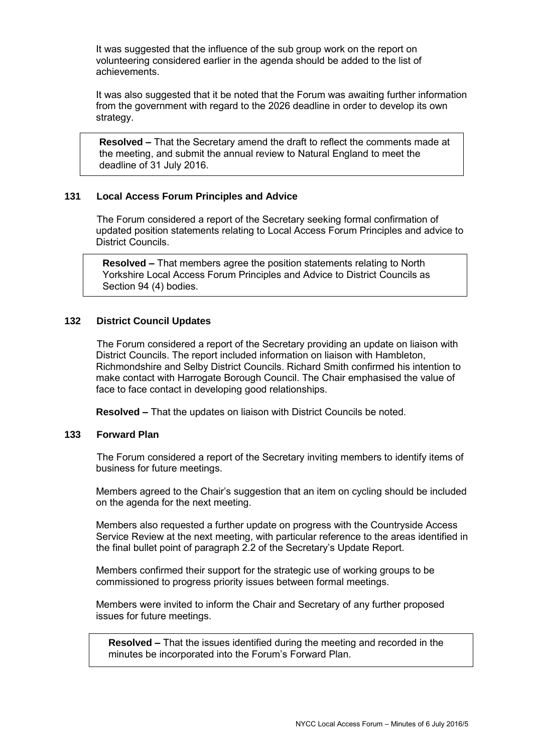It was suggested that the influence of the sub group work on the report on volunteering considered earlier in the agenda should be added to the list of achievements.

It was also suggested that it be noted that the Forum was awaiting further information from the government with regard to the 2026 deadline in order to develop its own strategy.

**Resolved –** That the Secretary amend the draft to reflect the comments made at the meeting, and submit the annual review to Natural England to meet the deadline of 31 July 2016.

### 131 Local Access Forum Principles and Advice

The Forum considered a report of the Secretary seeking formal confirmation of updated position statements relating to Local Access Forum Principles and advice to District Councils.

**Resolved –** That members agree the position statements relating to North Yorkshire Local Access Forum Principles and Advice to District Councils as Section 94 (4) bodies.

### 132 District Council Updates

The Forum considered a report of the Secretary providing an update on liaison with District Councils. The report included information on liaison with Hambleton, Richmondshire and Selby District Councils. Richard Smith confirmed his intention to make contact with Harrogate Borough Council. The Chair emphasised the value of face to face contact in developing good relationships.

**Resolved –** That the updates on liaison with District Councils be noted.

### 133 Forward Plan

The Forum considered a report of the Secretary inviting members to identify items of business for future meetings.

Members agreed to the Chair's suggestion that an item on cycling should be included on the agenda for the next meeting.

Members also requested a further update on progress with the Countryside Access Service Review at the next meeting, with particular reference to the areas identified in the final bullet point of paragraph 2.2 of the Secretary's Update Report.

Members confirmed their support for the strategic use of working groups to be commissioned to progress priority issues between formal meetings.

Members were invited to inform the Chair and Secretary of any further proposed issues for future meetings.

**Resolved –** That the issues identified during the meeting and recorded in the minutes be incorporated into the Forum's Forward Plan.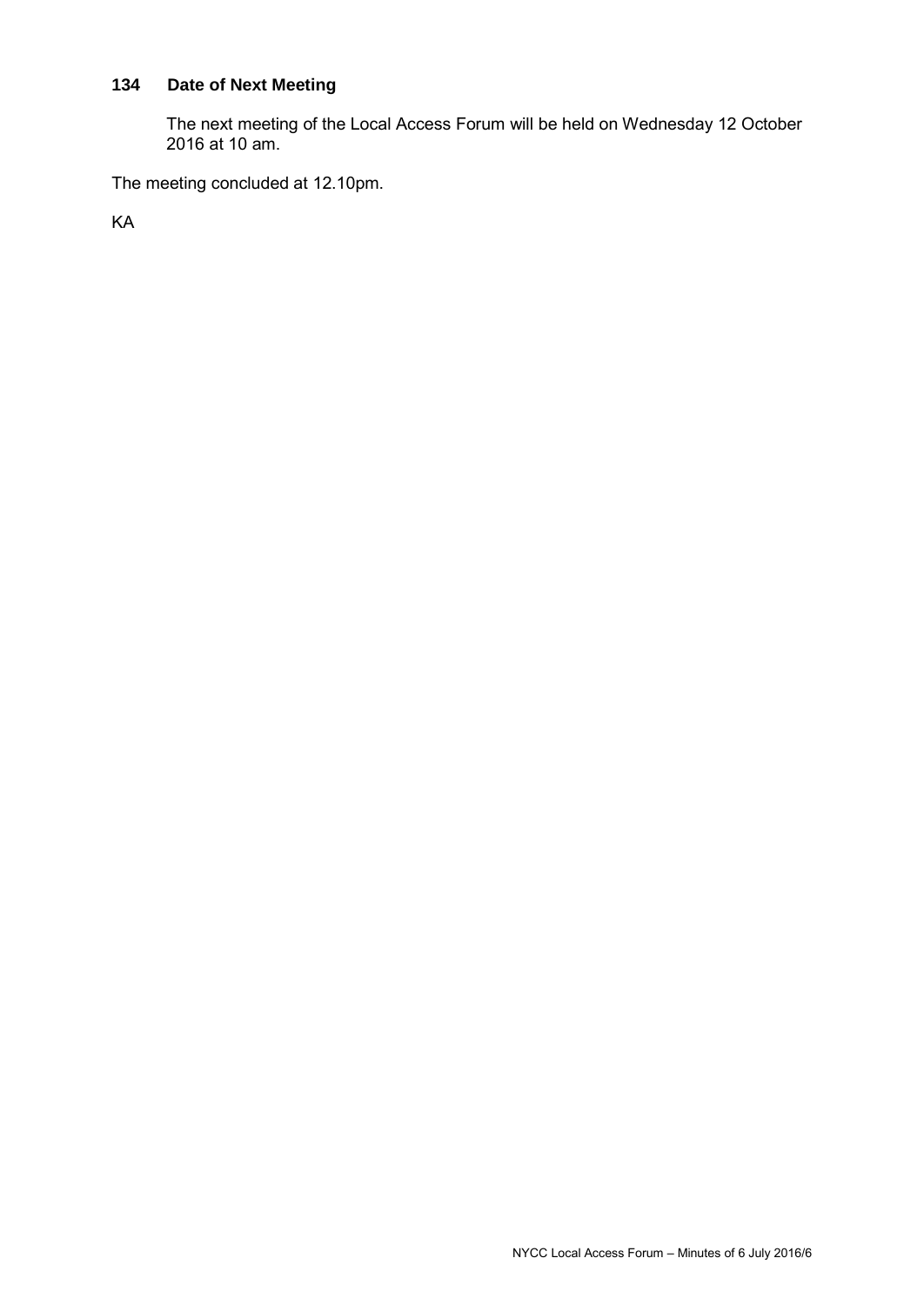## 134 Date of Next Meeting

The next meeting of the Local Access Forum will be held on Wednesday 12 October 2016 at 10 am.

The meeting concluded at 12.10pm.

KA